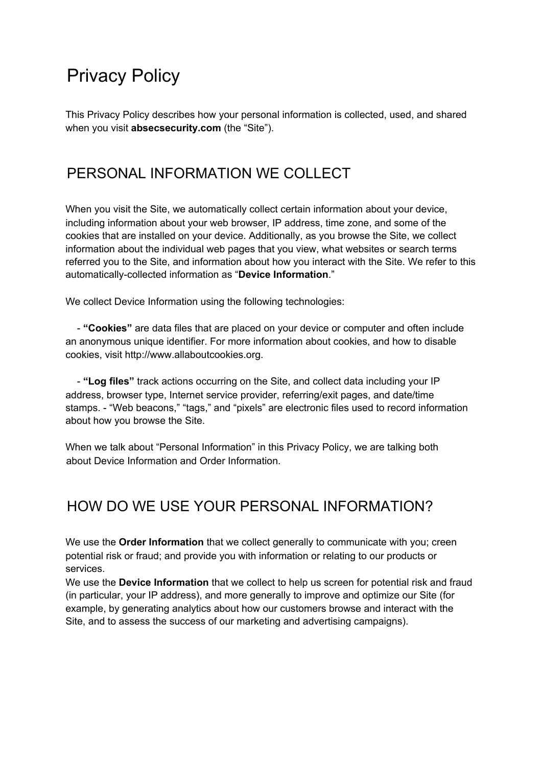# Privacy Policy

This Privacy Policy describes how your personal information is collected, used, and shared when you visit **absecsecurity.com** (the "Site").

## PERSONAL INFORMATION WE COLLECT

When you visit the Site, we automatically collect certain information about your device, including information about your web browser, IP address, time zone, and some of the cookies that are installed on your device. Additionally, as you browse the Site, we collect information about the individual web pages that you view, what websites or search terms referred you to the Site, and information about how you interact with the Site. We refer to this automatically-collected information as "**Device Information**."

We collect Device Information using the following technologies:

- **"Cookies"** are data files that are placed on your device or computer and often include an anonymous unique identifier. For more information about cookies, and how to disable cookies, visit http://www.allaboutcookies.org.

- **"Log files"** track actions occurring on the Site, and collect data including your IP address, browser type, Internet service provider, referring/exit pages, and date/time stamps. - "Web beacons," "tags," and "pixels" are electronic files used to record information about how you browse the Site.

When we talk about "Personal Information" in this Privacy Policy, we are talking both about Device Information and Order Information.

## HOW DO WE USE YOUR PERSONAL INFORMATION?

We use the **Order Information** that we collect generally to communicate with you; creen potential risk or fraud; and provide you with information or relating to our products or services.
We use the **Device Information** that we collect to help us screen for potential risk and fraud (in particular, your IP address), and more generally to improve and optimize our Site (for example, by generating analytics about how our customers browse and interact with the Site, and to assess the success of our marketing and advertising campaigns).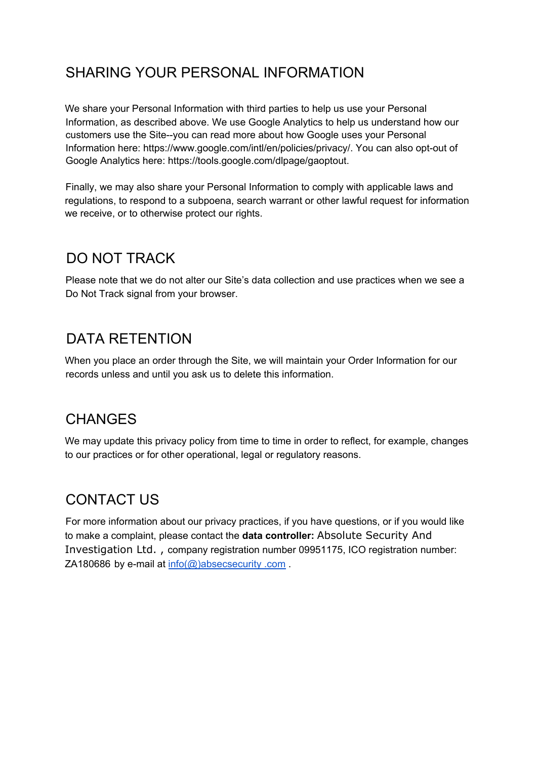## SHARING YOUR PERSONAL INFORMATION

We share your Personal Information with third parties to help us use your Personal Information, as described above. We use Google Analytics to help us understand how our customers use the Site--you can read more about how Google uses your Personal Information here: https://www.google.com/intl/en/policies/privacy/. You can also opt-out of Google Analytics here: https://tools.google.com/dlpage/gaoptout.

Finally, we may also share your Personal Information to comply with applicable laws and regulations, to respond to a subpoena, search warrant or other lawful request for information we receive, or to otherwise protect our rights.

## DO NOT TRACK

Please note that we do not alter our Site's data collection and use practices when we see a Do Not Track signal from your browser.

## DATA RETENTION

When you place an order through the Site, we will maintain your Order Information for our records unless and until you ask us to delete this information.

## CHANGES

We may update this privacy policy from time to time in order to reflect, for example, changes to our practices or for other operational, legal or regulatory reasons.

## CONTACT US

For more information about our privacy practices, if you have questions, or if you would like to make a complaint, please contact the **data controller:** Absolute Security And Investigation Ltd. , company registration number 09951175, ICO registration number: ZA180686 by e-mail at info(@)absecsecurity .com .